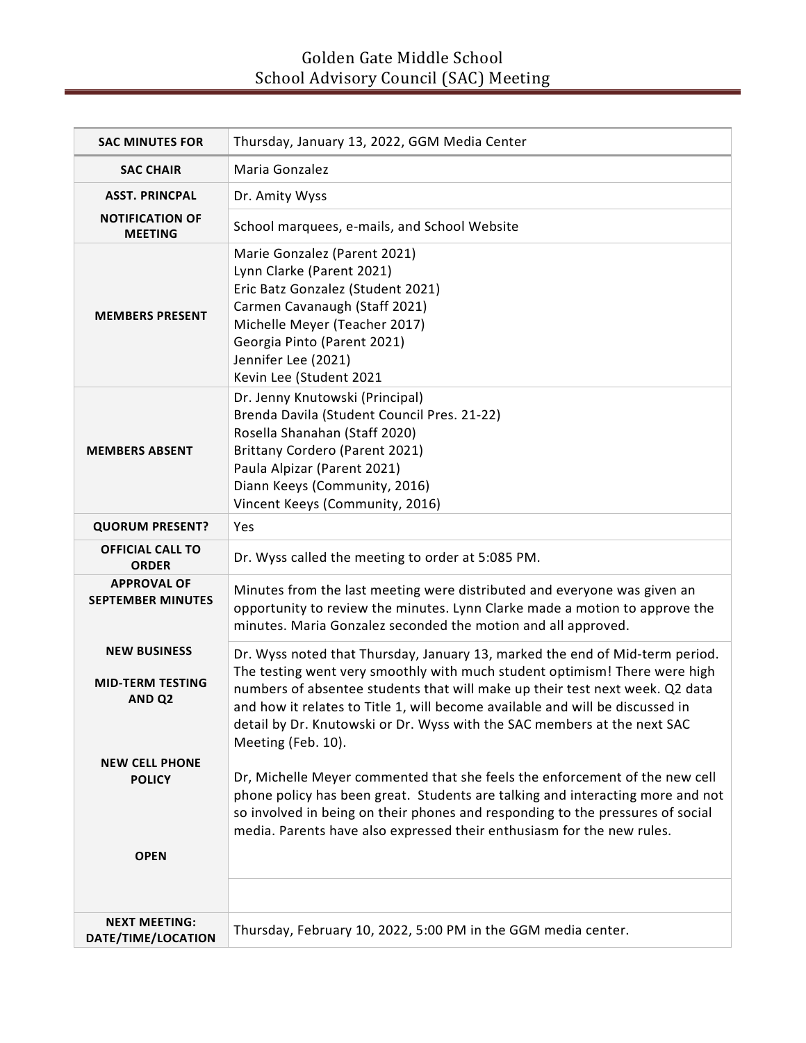# Golden Gate Middle School
## School Advisory Council (SAC) Meeting

| SAC MINUTES FOR | Thursday, January 13, 2022, GGM Media Center |
|---|---|
| **SAC CHAIR** | Maria Gonzalez |
| **ASST. PRINCPAL** | Dr. Amity Wyss |
| **NOTIFICATION OF MEETING** | School marquees, e-mails, and School Website |
| **MEMBERS PRESENT** | Marie Gonzalez (Parent 2021)<br>Lynn Clarke (Parent 2021)<br>Eric Batz Gonzalez (Student 2021)<br>Carmen Cavanaugh (Staff 2021)<br>Michelle Meyer (Teacher 2017)<br>Georgia Pinto (Parent 2021)<br>Jennifer Lee (2021)<br>Kevin Lee (Student 2021 |
| **MEMBERS ABSENT** | Dr. Jenny Knutowski (Principal)<br>Brenda Davila (Student Council Pres. 21-22)<br>Rosella Shanahan (Staff 2020)<br>Brittany Cordero (Parent 2021)<br>Paula Alpizar (Parent 2021)<br>Diann Keeys (Community, 2016)<br>Vincent Keeys (Community, 2016) |
| **QUORUM PRESENT?** | Yes |
| **OFFICIAL CALL TO ORDER** | Dr. Wyss called the meeting to order at 5:085 PM. |
| **APPROVAL OF SEPTEMBER MINUTES** | Minutes from the last meeting were distributed and everyone was given an opportunity to review the minutes. Lynn Clarke made a motion to approve the minutes. Maria Gonzalez seconded the motion and all approved. |
| **NEW BUSINESS**<br><br>**MID-TERM TESTING AND Q2**<br><br>**NEW CELL PHONE POLICY**<br><br>**OPEN** | Dr. Wyss noted that Thursday, January 13, marked the end of Mid-term period. The testing went very smoothly with much student optimism! There were high numbers of absentee students that will make up their test next week. Q2 data and how it relates to Title 1, will become available and will be discussed in detail by Dr. Knutowski or Dr. Wyss with the SAC members at the next SAC Meeting (Feb. 10).<br><br>Dr, Michelle Meyer commented that she feels the enforcement of the new cell phone policy has been great. Students are talking and interacting more and not so involved in being on their phones and responding to the pressures of social media. Parents have also expressed their enthusiasm for the new rules. |
| | |
| **NEXT MEETING: DATE/TIME/LOCATION** | Thursday, February 10, 2022, 5:00 PM in the GGM media center. |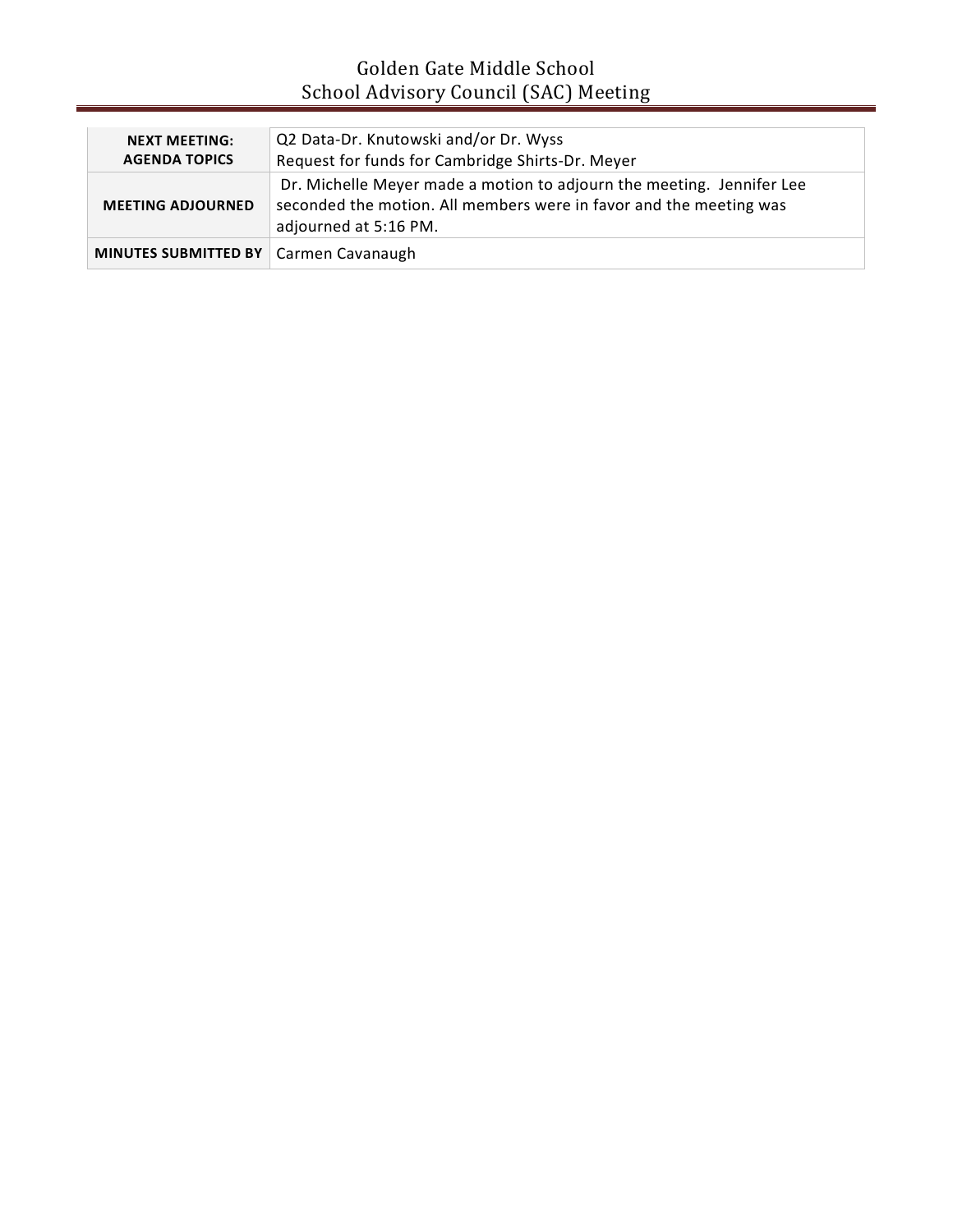| | |
|---|---|
| **NEXT MEETING: AGENDA TOPICS** | Q2 Data-Dr. Knutowski and/or Dr. Wyss<br>Request for funds for Cambridge Shirts-Dr. Meyer |
| **MEETING ADJOURNED** | Dr. Michelle Meyer made a motion to adjourn the meeting. Jennifer Lee seconded the motion. All members were in favor and the meeting was adjourned at 5:16 PM. |
| **MINUTES SUBMITTED BY** | Carmen Cavanaugh |